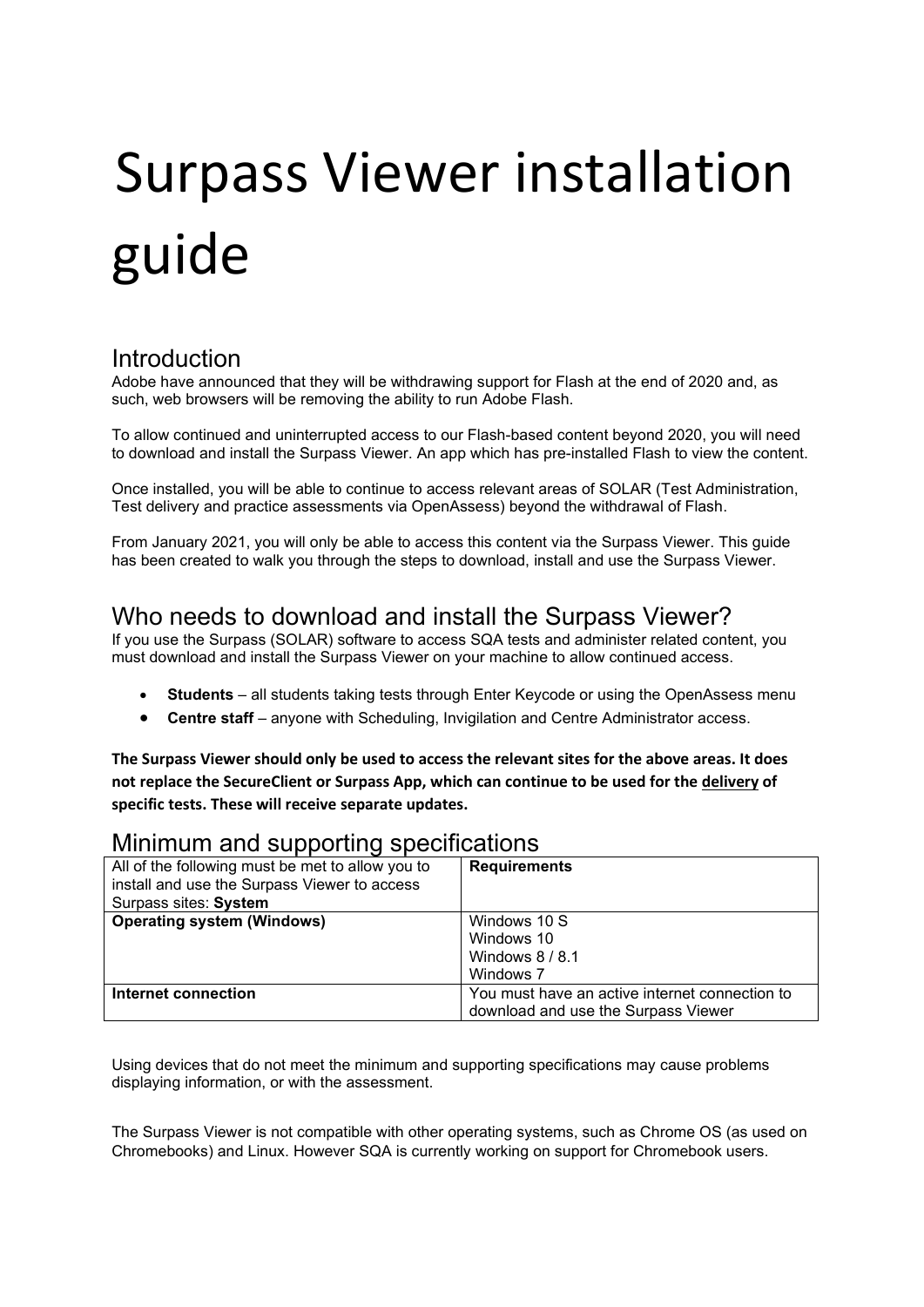# Surpass Viewer installation guide

## Introduction

Adobe have announced that they will be withdrawing support for Flash at the end of 2020 and, as such, web browsers will be removing the ability to run Adobe Flash.

To allow continued and uninterrupted access to our Flash-based content beyond 2020, you will need to download and install the Surpass Viewer. An app which has pre-installed Flash to view the content.

Once installed, you will be able to continue to access relevant areas of SOLAR (Test Administration, Test delivery and practice assessments via OpenAssess) beyond the withdrawal of Flash.

From January 2021, you will only be able to access this content via the Surpass Viewer. This guide has been created to walk you through the steps to download, install and use the Surpass Viewer.

## Who needs to download and install the Surpass Viewer?

If you use the Surpass (SOLAR) software to access SQA tests and administer related content, you must download and install the Surpass Viewer on your machine to allow continued access.

- **Students** – all students taking tests through Enter Keycode or using the OpenAssess menu
- **Centre staff** – anyone with Scheduling, Invigilation and Centre Administrator access.

**The Surpass Viewer should only be used to access the relevant sites for the above areas. It does not replace the SecureClient or Surpass App, which can continue to be used for the delivery of specific tests. These will receive separate updates.**

## Minimum and supporting specifications

| All of the following must be met to allow you to install and use the Surpass Viewer to access Surpass sites: **System** | **Requirements** |
|---|---|
| **Operating system (Windows)** | Windows 10 S<br>Windows 10<br>Windows 8 / 8.1<br>Windows 7 |
| **Internet connection** | You must have an active internet connection to download and use the Surpass Viewer |

Using devices that do not meet the minimum and supporting specifications may cause problems displaying information, or with the assessment.

The Surpass Viewer is not compatible with other operating systems, such as Chrome OS (as used on Chromebooks) and Linux. However SQA is currently working on support for Chromebook users.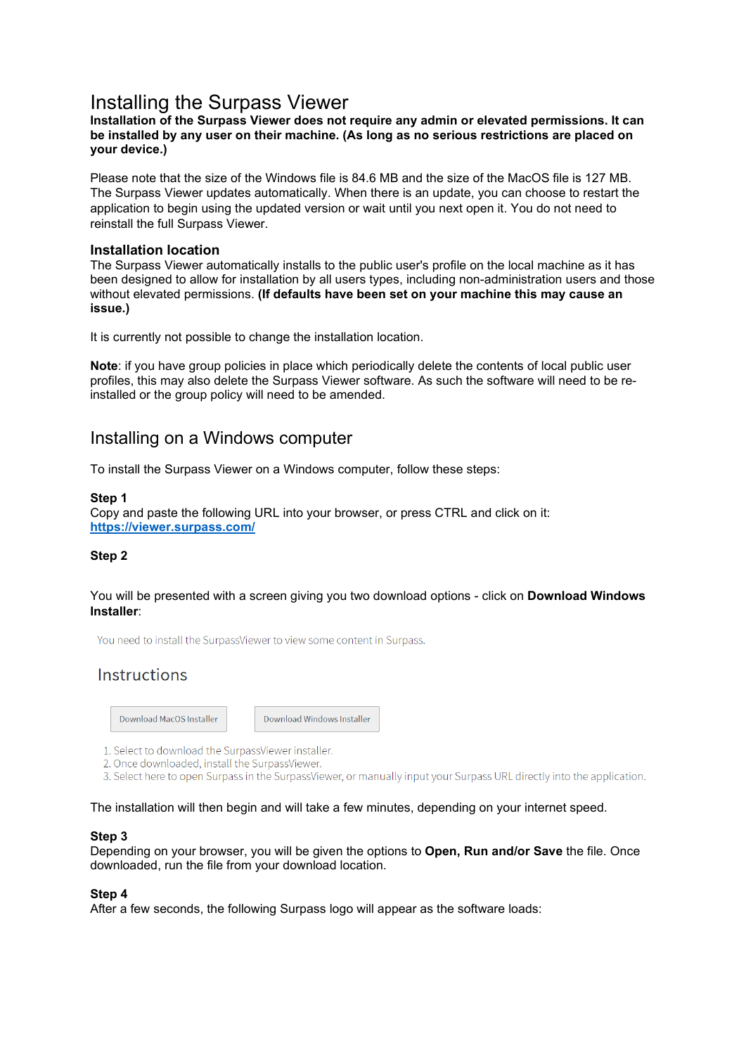# Installing the Surpass Viewer

**Installation of the Surpass Viewer does not require any admin or elevated permissions. It can be installed by any user on their machine. (As long as no serious restrictions are placed on your device.)**

Please note that the size of the Windows file is 84.6 MB and the size of the MacOS file is 127 MB. The Surpass Viewer updates automatically. When there is an update, you can choose to restart the application to begin using the updated version or wait until you next open it. You do not need to reinstall the full Surpass Viewer.

### Installation location

The Surpass Viewer automatically installs to the public user's profile on the local machine as it has been designed to allow for installation by all users types, including non-administration users and those without elevated permissions. **(If defaults have been set on your machine this may cause an issue.)**

It is currently not possible to change the installation location.

**Note**: if you have group policies in place which periodically delete the contents of local public user profiles, this may also delete the Surpass Viewer software. As such the software will need to be re-installed or the group policy will need to be amended.

## Installing on a Windows computer

To install the Surpass Viewer on a Windows computer, follow these steps:

**Step 1**
Copy and paste the following URL into your browser, or press CTRL and click on it:
**[https://viewer.surpass.com/](https://viewer.surpass.com/)**

**Step 2**

You will be presented with a screen giving you two download options - click on **Download Windows Installer**:

You need to install the SurpassViewer to view some content in Surpass.

Instructions

Download MacOS Installer | Download Windows Installer

1. Select to download the SurpassViewer installer.
2. Once downloaded, install the SurpassViewer.
3. Select here to open Surpass in the SurpassViewer, or manually input your Surpass URL directly into the application.

The installation will then begin and will take a few minutes, depending on your internet speed.

**Step 3**
Depending on your browser, you will be given the options to **Open, Run and/or Save** the file. Once downloaded, run the file from your download location.

**Step 4**
After a few seconds, the following Surpass logo will appear as the software loads: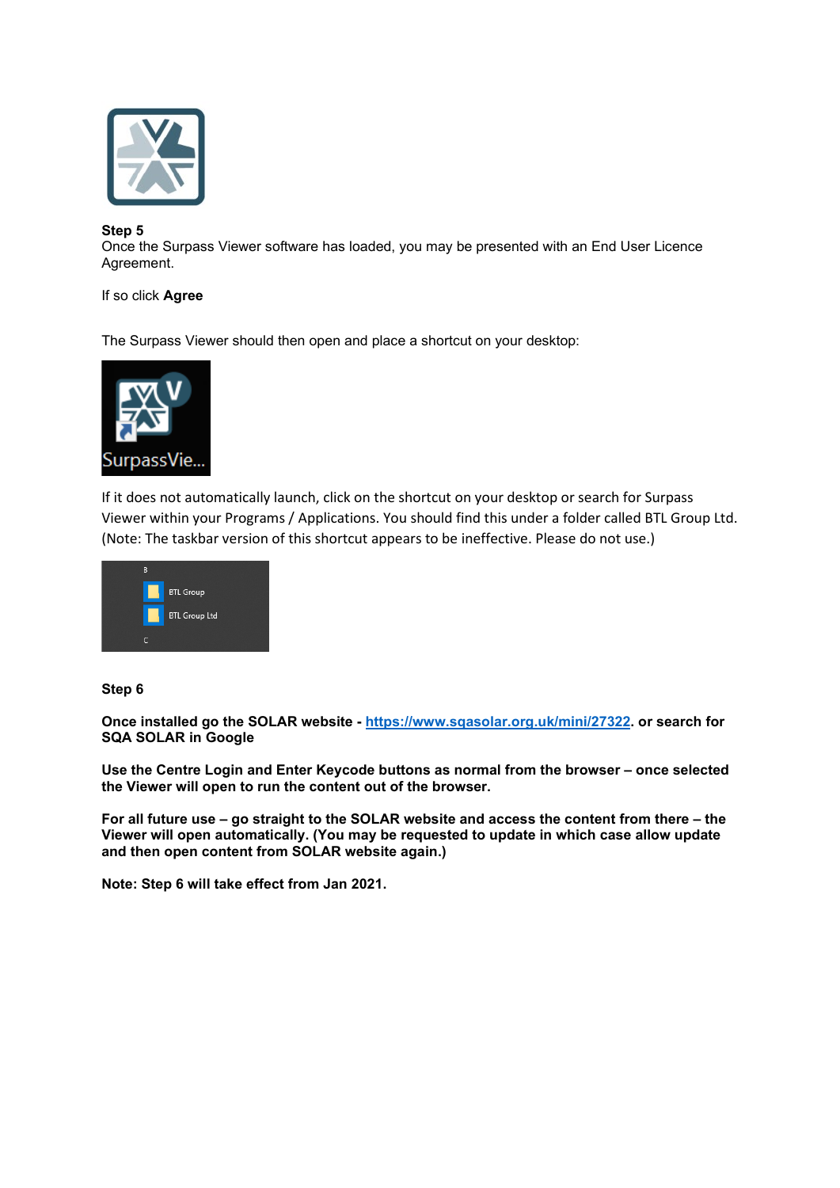**Step 5**
Once the Surpass Viewer software has loaded, you may be presented with an End User Licence Agreement.

If so click **Agree**

The Surpass Viewer should then open and place a shortcut on your desktop:

If it does not automatically launch, click on the shortcut on your desktop or search for Surpass Viewer within your Programs / Applications. You should find this under a folder called BTL Group Ltd. (Note: The taskbar version of this shortcut appears to be ineffective. Please do not use.)

**Step 6**

**Once installed go the SOLAR website - [https://www.sqasolar.org.uk/mini/27322](https://www.sqasolar.org.uk/mini/27322). or search for SQA SOLAR in Google**

**Use the Centre Login and Enter Keycode buttons as normal from the browser – once selected the Viewer will open to run the content out of the browser.**

**For all future use – go straight to the SOLAR website and access the content from there – the Viewer will open automatically. (You may be requested to update in which case allow update and then open content from SOLAR website again.)**

**Note: Step 6 will take effect from Jan 2021.**